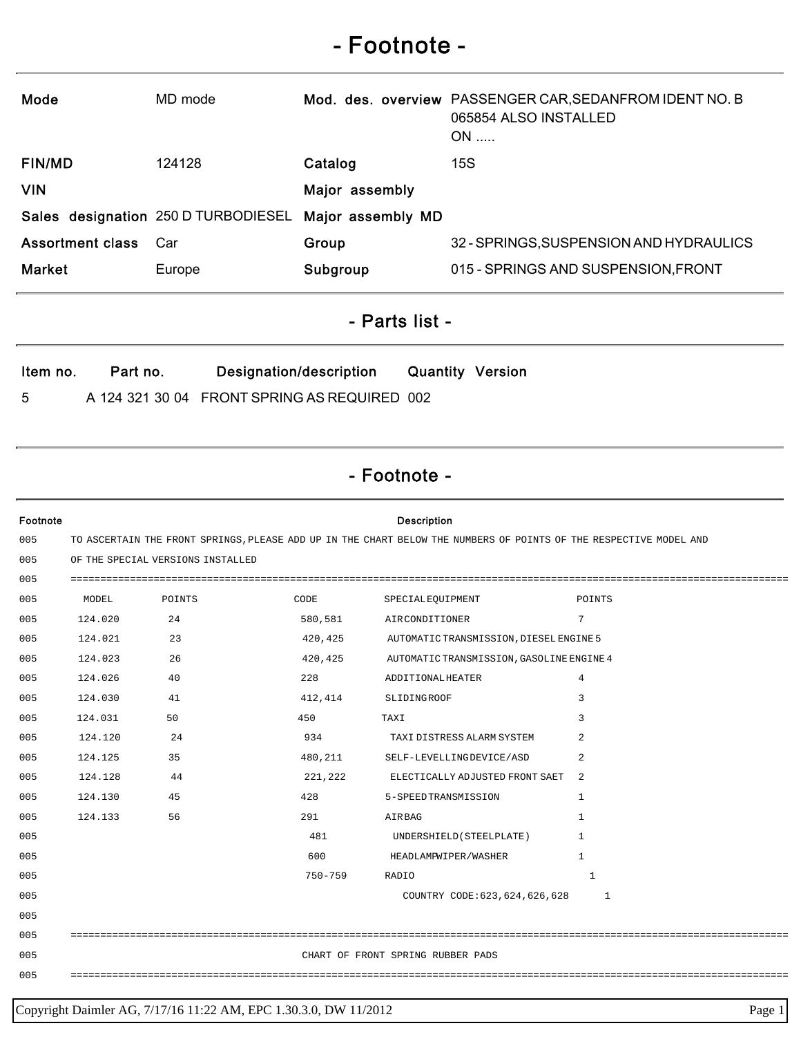# - Footnote -

| | | | |
|---|---|---|---|
| **Mode** | MD mode | **Mod. des. overview** | PASSENGER CAR,SEDANFROM IDENT NO. B 065854 ALSO INSTALLED ON ..... |
| **FIN/MD** | 124128 | **Catalog** | 15S |
| **VIN** | | **Major assembly** | |
| **Sales designation** | 250 D TURBODIESEL | **Major assembly MD** | |
| **Assortment class** | Car | **Group** | 32 - SPRINGS,SUSPENSION AND HYDRAULICS |
| **Market** | Europe | **Subgroup** | 015 - SPRINGS AND SUSPENSION,FRONT |

## - Parts list -

| Item no. | Part no. | Designation/description | Quantity | Version |
|---|---|---|---|---|
| 5 | A 124 321 30 04 | FRONT SPRING AS REQUIRED | 002 | |

## - Footnote -

| Footnote | Description |
|---|---|
| 005 | TO ASCERTAIN THE FRONT SPRINGS,PLEASE ADD UP IN THE CHART BELOW THE NUMBERS OF POINTS OF THE RESPECTIVE MODEL AND |
| 005 | OF THE SPECIAL VERSIONS INSTALLED |
| 005 | ================================================================================================================ |

| Footnote | MODEL | POINTS | CODE | SPECIAL EQUIPMENT | POINTS |
|---|---|---|---|---|---|
| 005 | 124.020 | 24 | 580,581 | AIR CONDITIONER | 7 |
| 005 | 124.021 | 23 | 420,425 | AUTOMATIC TRANSMISSION, DIESEL ENGINE | 5 |
| 005 | 124.023 | 26 | 420,425 | AUTOMATIC TRANSMISSION, GASOLINE ENGINE | 4 |
| 005 | 124.026 | 40 | 228 | ADDITIONAL HEATER | 4 |
| 005 | 124.030 | 41 | 412,414 | SLIDING ROOF | 3 |
| 005 | 124.031 | 50 | 450 | TAXI | 3 |
| 005 | 124.120 | 24 | 934 | TAXI DISTRESS ALARM SYSTEM | 2 |
| 005 | 124.125 | 35 | 480,211 | SELF-LEVELLING DEVICE/ASD | 2 |
| 005 | 124.128 | 44 | 221,222 | ELECTICALLY ADJUSTED FRONT SAET | 2 |
| 005 | 124.130 | 45 | 428 | 5-SPEED TRANSMISSION | 1 |
| 005 | 124.133 | 56 | 291 | AIRBAG | 1 |
| 005 | | | 481 | UNDERSHIELD(STEELPLATE) | 1 |
| 005 | | | 600 | HEADLAMPWIPER/WASHER | 1 |
| 005 | | | 750-759 | RADIO | 1 |
| 005 | | | | COUNTRY CODE:623,624,626,628 | 1 |
| 005 | | | | | |

| Footnote | Description |
|---|---|
| 005 | ================================================================================================================ |
| 005 | CHART OF FRONT SPRING RUBBER PADS |
| 005 | ================================================================================================================ |

Copyright Daimler AG, 7/17/16 11:22 AM, EPC 1.30.3.0, DW 11/2012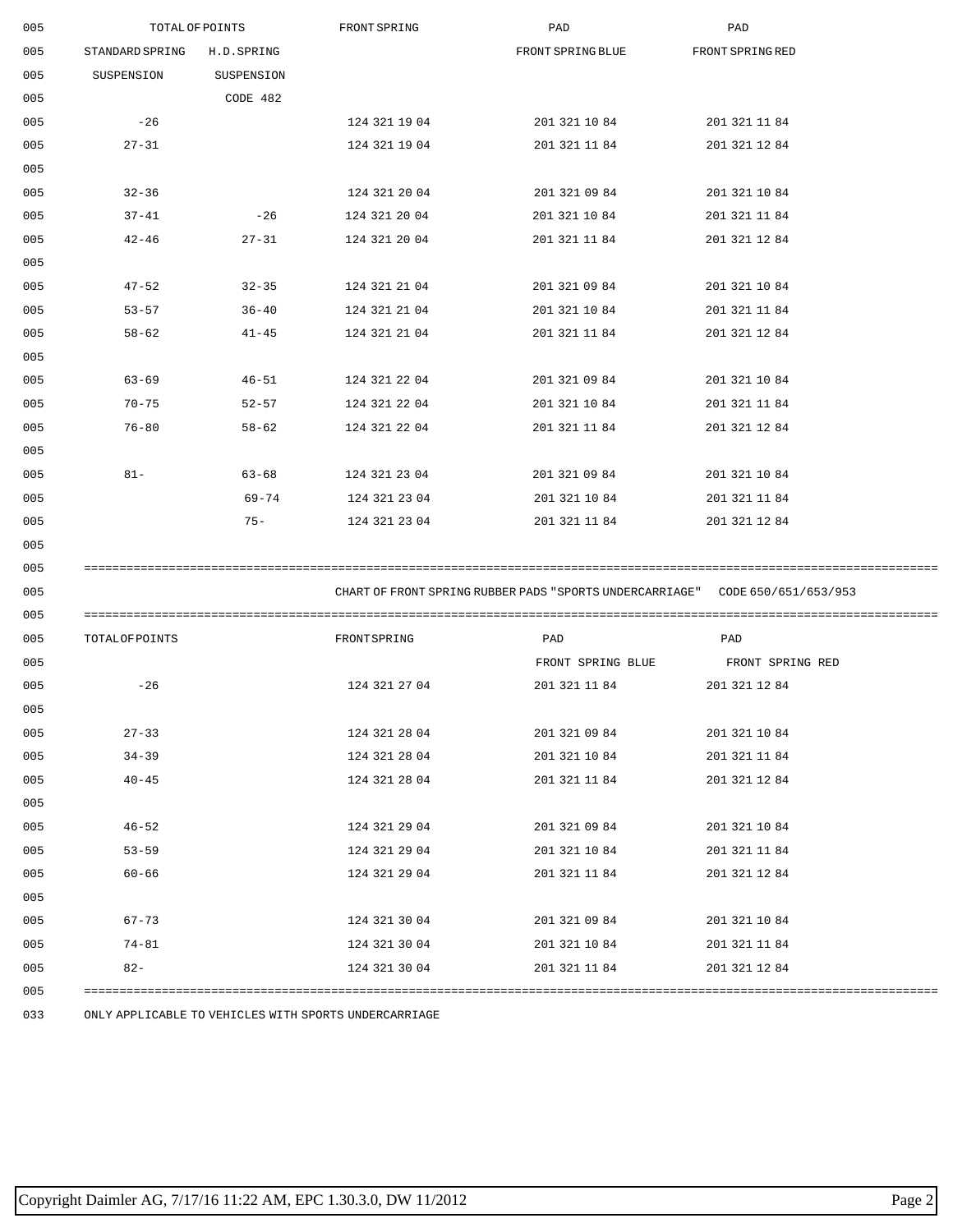| | TOTAL OF POINTS | | FRONT SPRING | PAD | PAD |
|---|---|---|---|---|---|
| | STANDARD SPRING SUSPENSION | H.D.SPRING SUSPENSION CODE 482 | | FRONT SPRING BLUE | FRONT SPRING RED |
| 005 | -26 | | 124 321 19 04 | 201 321 10 84 | 201 321 11 84 |
| 005 | 27-31 | | 124 321 19 04 | 201 321 11 84 | 201 321 12 84 |
| 005 | | | | | |
| 005 | 32-36 | | 124 321 20 04 | 201 321 09 84 | 201 321 10 84 |
| 005 | 37-41 | -26 | 124 321 20 04 | 201 321 10 84 | 201 321 11 84 |
| 005 | 42-46 | 27-31 | 124 321 20 04 | 201 321 11 84 | 201 321 12 84 |
| 005 | | | | | |
| 005 | 47-52 | 32-35 | 124 321 21 04 | 201 321 09 84 | 201 321 10 84 |
| 005 | 53-57 | 36-40 | 124 321 21 04 | 201 321 10 84 | 201 321 11 84 |
| 005 | 58-62 | 41-45 | 124 321 21 04 | 201 321 11 84 | 201 321 12 84 |
| 005 | | | | | |
| 005 | 63-69 | 46-51 | 124 321 22 04 | 201 321 09 84 | 201 321 10 84 |
| 005 | 70-75 | 52-57 | 124 321 22 04 | 201 321 10 84 | 201 321 11 84 |
| 005 | 76-80 | 58-62 | 124 321 22 04 | 201 321 11 84 | 201 321 12 84 |
| 005 | | | | | |
| 005 | 81- | 63-68 | 124 321 23 04 | 201 321 09 84 | 201 321 10 84 |
| 005 | | 69-74 | 124 321 23 04 | 201 321 10 84 | 201 321 11 84 |
| 005 | | 75- | 124 321 23 04 | 201 321 11 84 | 201 321 12 84 |

005 ====================================================================

005 CHART OF FRONT SPRING RUBBER PADS "SPORTS UNDERCARRIAGE" CODE 650/651/653/953

005 ====================================================================

| | TOTAL OF POINTS | FRONT SPRING | PAD | PAD |
|---|---|---|---|---|
| 005 | | | FRONT SPRING BLUE | FRONT SPRING RED |
| 005 | -26 | 124 321 27 04 | 201 321 11 84 | 201 321 12 84 |
| 005 | | | | |
| 005 | 27-33 | 124 321 28 04 | 201 321 09 84 | 201 321 10 84 |
| 005 | 34-39 | 124 321 28 04 | 201 321 10 84 | 201 321 11 84 |
| 005 | 40-45 | 124 321 28 04 | 201 321 11 84 | 201 321 12 84 |
| 005 | | | | |
| 005 | 46-52 | 124 321 29 04 | 201 321 09 84 | 201 321 10 84 |
| 005 | 53-59 | 124 321 29 04 | 201 321 10 84 | 201 321 11 84 |
| 005 | 60-66 | 124 321 29 04 | 201 321 11 84 | 201 321 12 84 |
| 005 | | | | |
| 005 | 67-73 | 124 321 30 04 | 201 321 09 84 | 201 321 10 84 |
| 005 | 74-81 | 124 321 30 04 | 201 321 10 84 | 201 321 11 84 |
| 005 | 82- | 124 321 30 04 | 201 321 11 84 | 201 321 12 84 |

005 ====================================================================

033 ONLY APPLICABLE TO VEHICLES WITH SPORTS UNDERCARRIAGE

Copyright Daimler AG, 7/17/16 11:22 AM, EPC 1.30.3.0, DW 11/2012